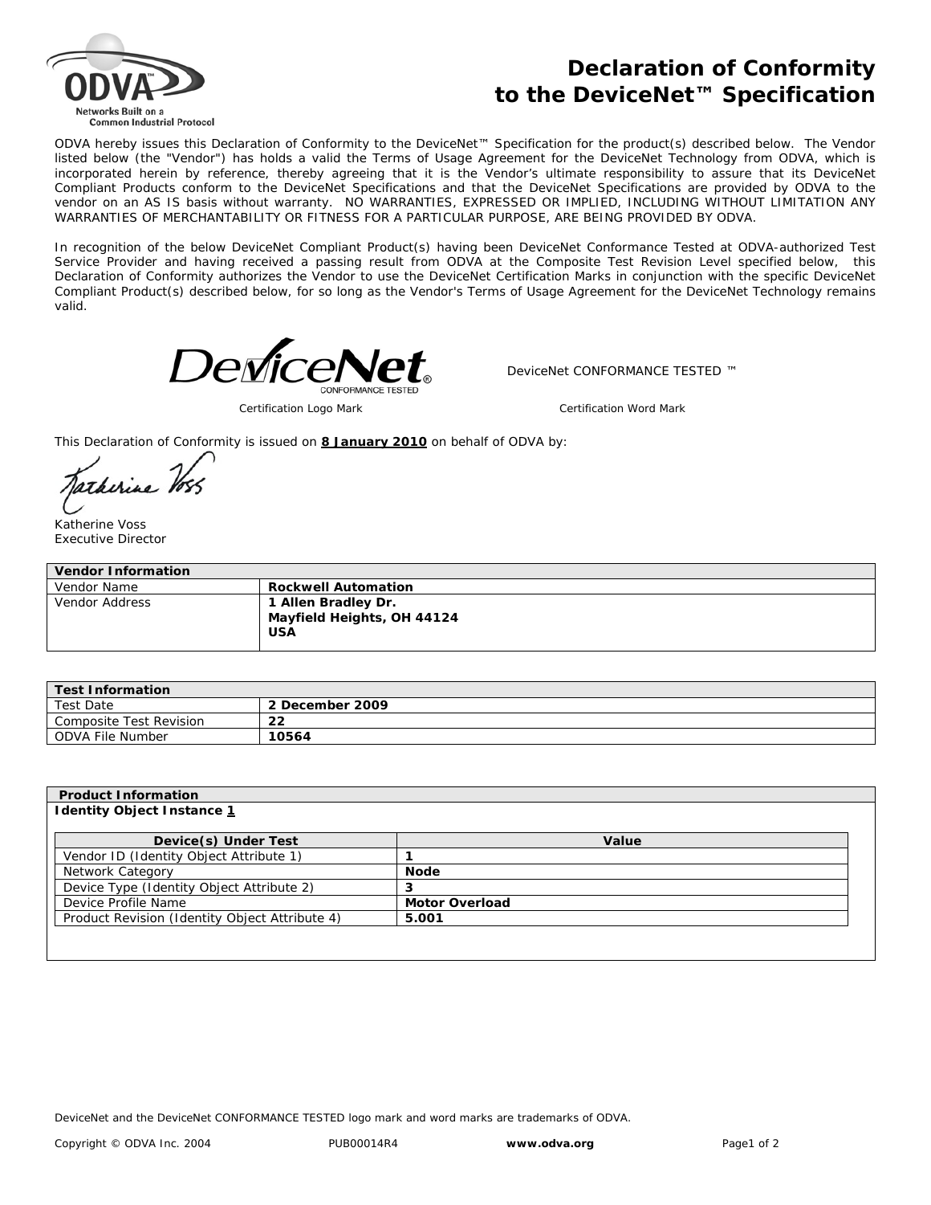# Declaration of Conformity to the DeviceNet™ Specification

ODVA hereby issues this Declaration of Conformity to the DeviceNet™ Specification for the product(s) described below. The Vendor listed below (the "Vendor") has holds a valid the Terms of Usage Agreement for the DeviceNet Technology from ODVA, which is incorporated herein by reference, thereby agreeing that it is the Vendor's ultimate responsibility to assure that its DeviceNet Compliant Products conform to the DeviceNet Specifications and that the DeviceNet Specifications are provided by ODVA to the vendor on an AS IS basis without warranty. NO WARRANTIES, EXPRESSED OR IMPLIED, INCLUDING WITHOUT LIMITATION ANY WARRANTIES OF MERCHANTABILITY OR FITNESS FOR A PARTICULAR PURPOSE, ARE BEING PROVIDED BY ODVA.

In recognition of the below DeviceNet Compliant Product(s) having been DeviceNet Conformance Tested at ODVA-authorized Test Service Provider and having received a passing result from ODVA at the Composite Test Revision Level specified below, this Declaration of Conformity authorizes the Vendor to use the DeviceNet Certification Marks in conjunction with the specific DeviceNet Compliant Product(s) described below, for so long as the Vendor's Terms of Usage Agreement for the DeviceNet Technology remains valid.

DeviceNet CONFORMANCE TESTED

Certification Logo Mark

DeviceNet CONFORMANCE TESTED ™

Certification Word Mark

This Declaration of Conformity is issued on **8 January 2010** on behalf of ODVA by:

Katherine Voss
Executive Director

| Vendor Information | |
|---|---|
| Vendor Name | **Rockwell Automation** |
| Vendor Address | **1 Allen Bradley Dr. Mayfield Heights, OH 44124 USA** |

| Test Information | |
|---|---|
| Test Date | **2 December 2009** |
| Composite Test Revision | **22** |
| ODVA File Number | **10564** |

**Product Information**

**Identity Object Instance 1**

| Device(s) Under Test | Value |
|---|---|
| Vendor ID (Identity Object Attribute 1) | **1** |
| Network Category | **Node** |
| Device Type (Identity Object Attribute 2) | **3** |
| Device Profile Name | **Motor Overload** |
| Product Revision (Identity Object Attribute 4) | **5.001** |

DeviceNet and the DeviceNet CONFORMANCE TESTED logo mark and word marks are trademarks of ODVA.

Copyright © ODVA Inc. 2004 PUB00014R4 **www.odva.org**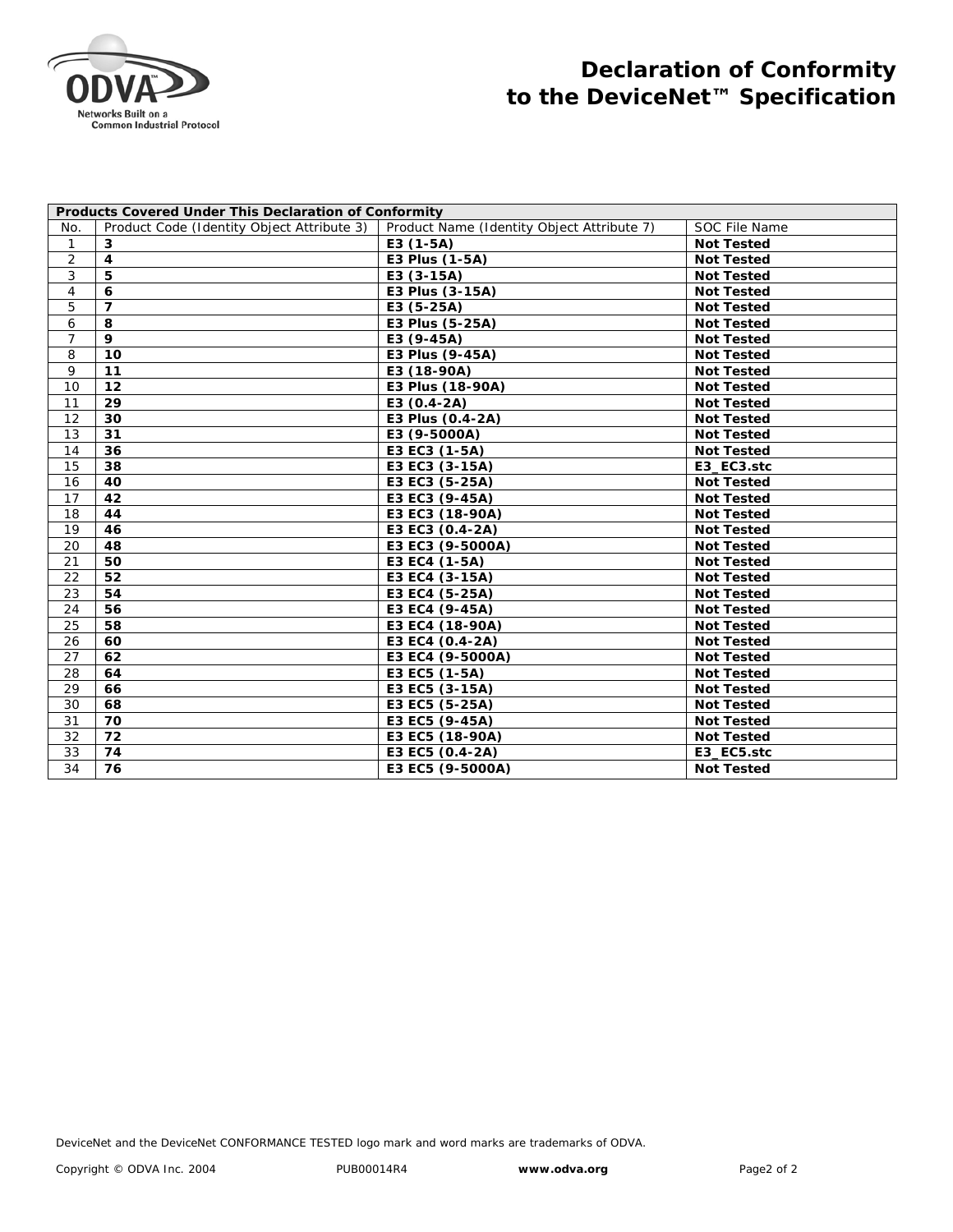# Declaration of Conformity to the DeviceNet™ Specification

| Products Covered Under This Declaration of Conformity | | | |
|---|---|---|---|
| No. | Product Code (Identity Object Attribute 3) | Product Name (Identity Object Attribute 7) | SOC File Name |
| 1 | **3** | **E3 (1-5A)** | **Not Tested** |
| 2 | **4** | **E3 Plus (1-5A)** | **Not Tested** |
| 3 | **5** | **E3 (3-15A)** | **Not Tested** |
| 4 | **6** | **E3 Plus (3-15A)** | **Not Tested** |
| 5 | **7** | **E3 (5-25A)** | **Not Tested** |
| 6 | **8** | **E3 Plus (5-25A)** | **Not Tested** |
| 7 | **9** | **E3 (9-45A)** | **Not Tested** |
| 8 | **10** | **E3 Plus (9-45A)** | **Not Tested** |
| 9 | **11** | **E3 (18-90A)** | **Not Tested** |
| 10 | **12** | **E3 Plus (18-90A)** | **Not Tested** |
| 11 | **29** | **E3 (0.4-2A)** | **Not Tested** |
| 12 | **30** | **E3 Plus (0.4-2A)** | **Not Tested** |
| 13 | **31** | **E3 (9-5000A)** | **Not Tested** |
| 14 | **36** | **E3 EC3 (1-5A)** | **Not Tested** |
| 15 | **38** | **E3 EC3 (3-15A)** | **E3_EC3.stc** |
| 16 | **40** | **E3 EC3 (5-25A)** | **Not Tested** |
| 17 | **42** | **E3 EC3 (9-45A)** | **Not Tested** |
| 18 | **44** | **E3 EC3 (18-90A)** | **Not Tested** |
| 19 | **46** | **E3 EC3 (0.4-2A)** | **Not Tested** |
| 20 | **48** | **E3 EC3 (9-5000A)** | **Not Tested** |
| 21 | **50** | **E3 EC4 (1-5A)** | **Not Tested** |
| 22 | **52** | **E3 EC4 (3-15A)** | **Not Tested** |
| 23 | **54** | **E3 EC4 (5-25A)** | **Not Tested** |
| 24 | **56** | **E3 EC4 (9-45A)** | **Not Tested** |
| 25 | **58** | **E3 EC4 (18-90A)** | **Not Tested** |
| 26 | **60** | **E3 EC4 (0.4-2A)** | **Not Tested** |
| 27 | **62** | **E3 EC4 (9-5000A)** | **Not Tested** |
| 28 | **64** | **E3 EC5 (1-5A)** | **Not Tested** |
| 29 | **66** | **E3 EC5 (3-15A)** | **Not Tested** |
| 30 | **68** | **E3 EC5 (5-25A)** | **Not Tested** |
| 31 | **70** | **E3 EC5 (9-45A)** | **Not Tested** |
| 32 | **72** | **E3 EC5 (18-90A)** | **Not Tested** |
| 33 | **74** | **E3 EC5 (0.4-2A)** | **E3_EC5.stc** |
| 34 | **76** | **E3 EC5 (9-5000A)** | **Not Tested** |

DeviceNet and the DeviceNet CONFORMANCE TESTED logo mark and word marks are trademarks of ODVA.

Copyright © ODVA Inc. 2004 PUB00014R4 **www.odva.org**